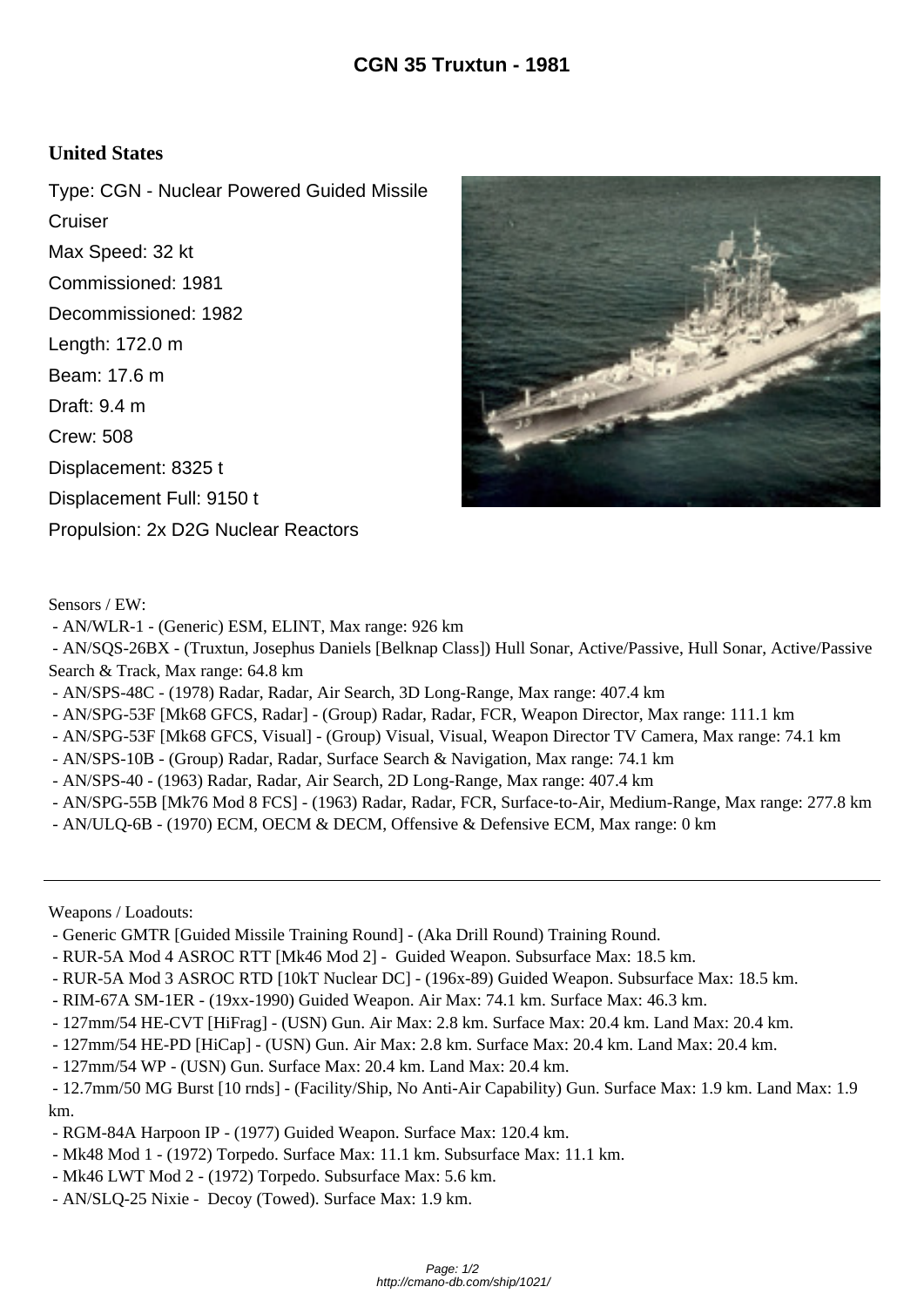# CGN 35 Truxtun - 1981

## United States

Type: CGN - Nuclear Powered Guided Missile Cruiser
Max Speed: 32 kt
Commissioned: 1981
Decommissioned: 1982
Length: 172.0 m
Beam: 17.6 m
Draft: 9.4 m
Crew: 508
Displacement: 8325 t
Displacement Full: 9150 t
Propulsion: 2x D2G Nuclear Reactors

Sensors / EW:

- AN/WLR-1 - (Generic) ESM, ELINT, Max range: 926 km
- AN/SQS-26BX - (Truxtun, Josephus Daniels [Belknap Class]) Hull Sonar, Active/Passive, Hull Sonar, Active/Passive Search & Track, Max range: 64.8 km
- AN/SPS-48C - (1978) Radar, Radar, Air Search, 3D Long-Range, Max range: 407.4 km
- AN/SPG-53F [Mk68 GFCS, Radar] - (Group) Radar, Radar, FCR, Weapon Director, Max range: 111.1 km
- AN/SPG-53F [Mk68 GFCS, Visual] - (Group) Visual, Visual, Weapon Director TV Camera, Max range: 74.1 km
- AN/SPS-10B - (Group) Radar, Radar, Surface Search & Navigation, Max range: 74.1 km
- AN/SPS-40 - (1963) Radar, Radar, Air Search, 2D Long-Range, Max range: 407.4 km
- AN/SPG-55B [Mk76 Mod 8 FCS] - (1963) Radar, Radar, FCR, Surface-to-Air, Medium-Range, Max range: 277.8 km
- AN/ULQ-6B - (1970) ECM, OECM & DECM, Offensive & Defensive ECM, Max range: 0 km

---

Weapons / Loadouts:

- Generic GMTR [Guided Missile Training Round] - (Aka Drill Round) Training Round.
- RUR-5A Mod 4 ASROC RTT [Mk46 Mod 2] - Guided Weapon. Subsurface Max: 18.5 km.
- RUR-5A Mod 3 ASROC RTD [10kT Nuclear DC] - (196x-89) Guided Weapon. Subsurface Max: 18.5 km.
- RIM-67A SM-1ER - (19xx-1990) Guided Weapon. Air Max: 74.1 km. Surface Max: 46.3 km.
- 127mm/54 HE-CVT [HiFrag] - (USN) Gun. Air Max: 2.8 km. Surface Max: 20.4 km. Land Max: 20.4 km.
- 127mm/54 HE-PD [HiCap] - (USN) Gun. Air Max: 2.8 km. Surface Max: 20.4 km. Land Max: 20.4 km.
- 127mm/54 WP - (USN) Gun. Surface Max: 20.4 km. Land Max: 20.4 km.
- 12.7mm/50 MG Burst [10 rnds] - (Facility/Ship, No Anti-Air Capability) Gun. Surface Max: 1.9 km. Land Max: 1.9 km.
- RGM-84A Harpoon IP - (1977) Guided Weapon. Surface Max: 120.4 km.
- Mk48 Mod 1 - (1972) Torpedo. Surface Max: 11.1 km. Subsurface Max: 11.1 km.
- Mk46 LWT Mod 2 - (1972) Torpedo. Subsurface Max: 5.6 km.
- AN/SLQ-25 Nixie - Decoy (Towed). Surface Max: 1.9 km.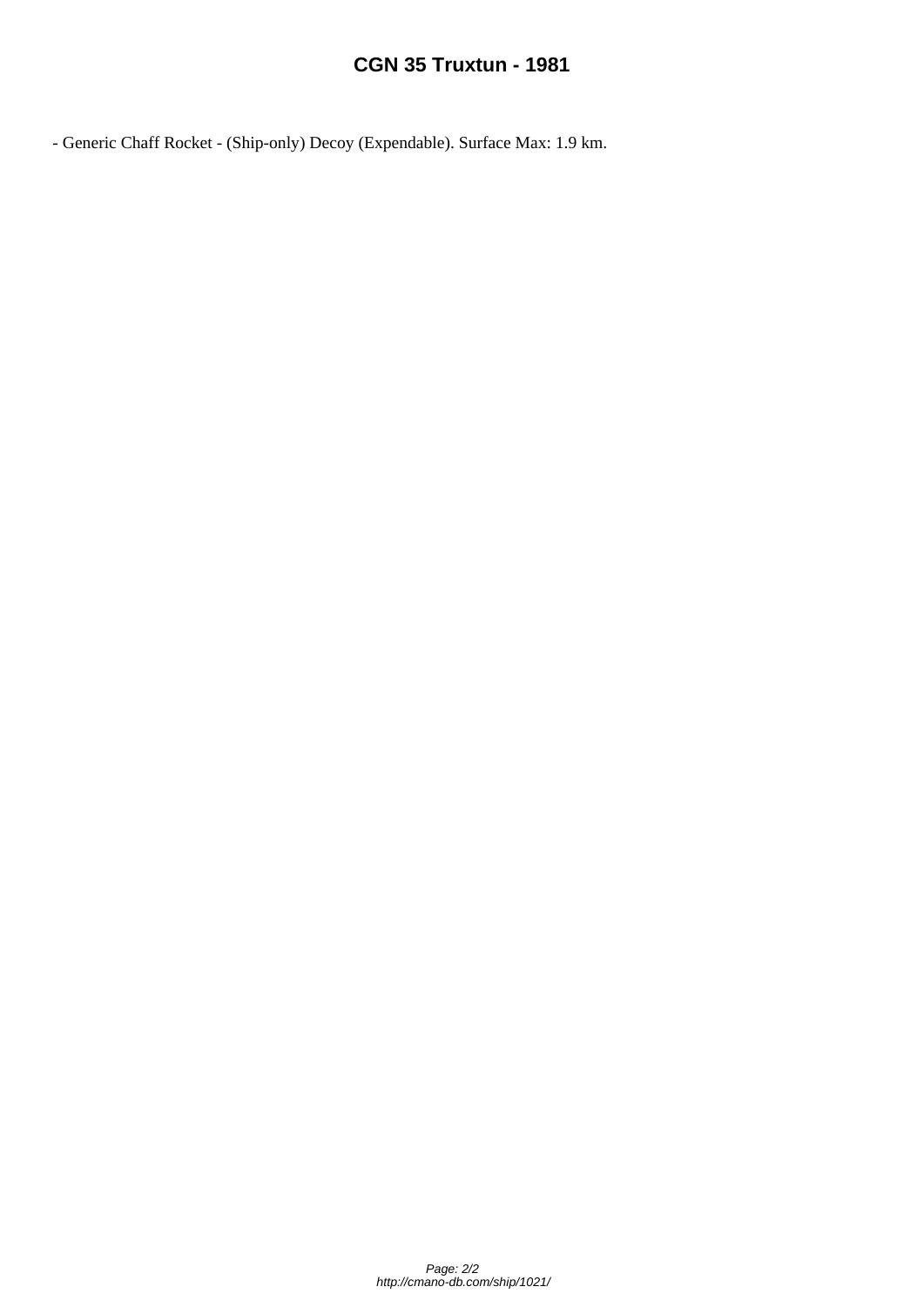- Generic Chaff Rocket - (Ship-only) Decoy (Expendable). Surface Max: 1.9 km.